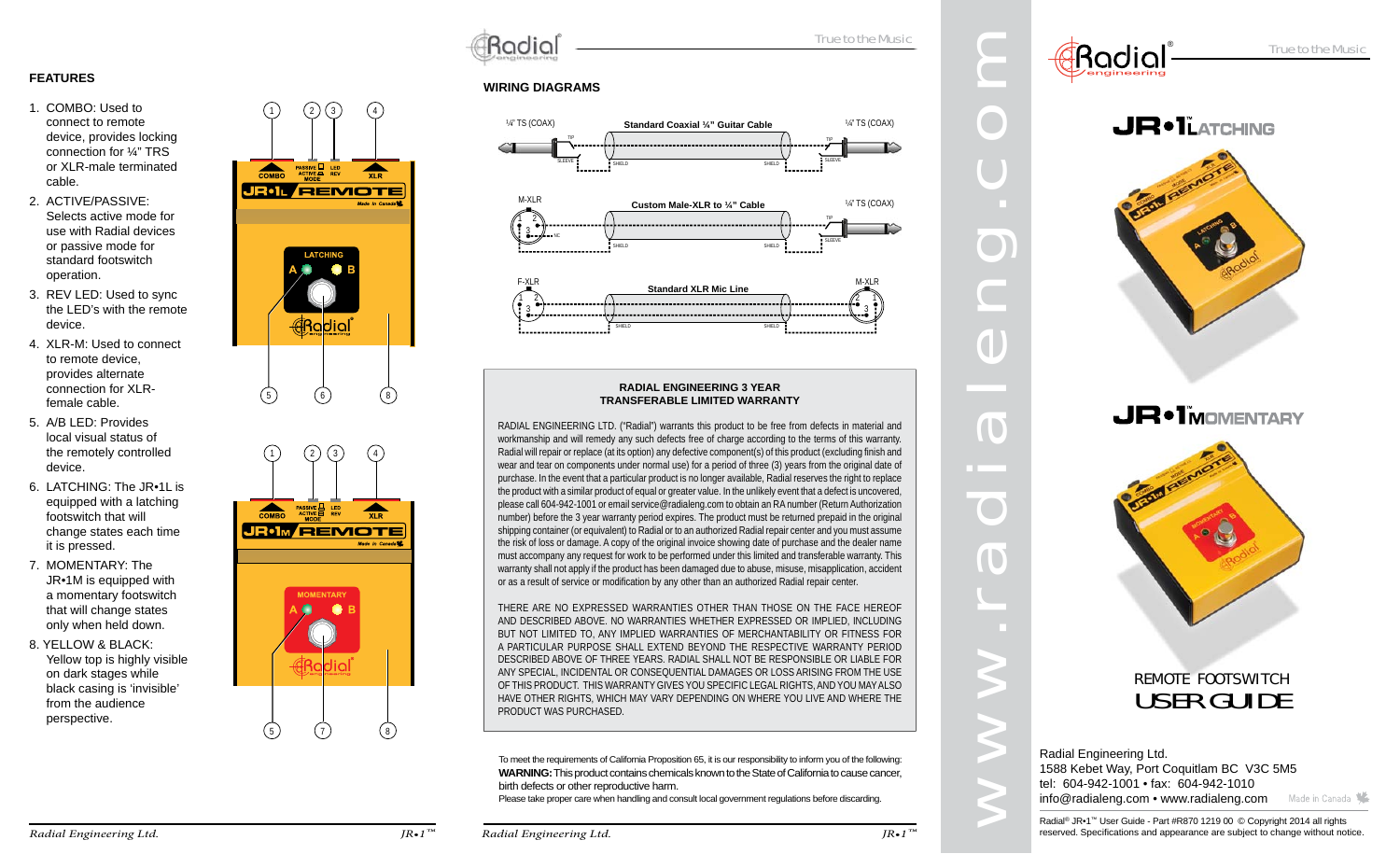## FEATURES

1. COMBO: Used to connect to remote device, provides locking connection for ¼" TRS or XLR-male terminated cable.
2. ACTIVE/PASSIVE: Selects active mode for use with Radial devices or passive mode for standard footswitch operation.
3. REV LED: Used to sync the LED's with the remote device.
4. XLR-M: Used to connect to remote device, provides alternate connection for XLR-female cable.
5. A/B LED: Provides local visual status of the remotely controlled device.
6. LATCHING: The JR•1L is equipped with a latching footswitch that will change states each time it is pressed.
7. MOMENTARY: The JR•1M is equipped with a momentary footswitch that will change states only when held down.
8. YELLOW & BLACK: Yellow top is highly visible on dark stages while black casing is 'invisible' from the audience perspective.

## WIRING DIAGRAMS

- ¼" TS (COAX) — Standard Coaxial ¼" Guitar Cable — ¼" TS (COAX)
- M-XLR — Custom Male-XLR to ¼" Cable — ¼" TS (COAX)
- F-XLR — Standard XLR Mic Line — M-XLR

### RADIAL ENGINEERING 3 YEAR TRANSFERABLE LIMITED WARRANTY

RADIAL ENGINEERING LTD. ("Radial") warrants this product to be free from defects in material and workmanship and will remedy any such defects free of charge according to the terms of this warranty. Radial will repair or replace (at its option) any defective component(s) of this product (excluding finish and wear and tear on components under normal use) for a period of three (3) years from the original date of purchase. In the event that a particular product is no longer available, Radial reserves the right to replace the product with a similar product of equal or greater value. In the unlikely event that a defect is uncovered, please call 604-942-1001 or email service@radialeng.com to obtain an RA number (Return Authorization number) before the 3 year warranty period expires. The product must be returned prepaid in the original shipping container (or equivalent) to Radial or to an authorized Radial repair center and you must assume the risk of loss or damage. A copy of the original invoice showing date of purchase and the dealer name must accompany any request for work to be performed under this limited and transferable warranty. This warranty shall not apply if the product has been damaged due to abuse, misuse, misapplication, accident or as a result of service or modification by any other than an authorized Radial repair center.

THERE ARE NO EXPRESSED WARRANTIES OTHER THAN THOSE ON THE FACE HEREOF AND DESCRIBED ABOVE. NO WARRANTIES WHETHER EXPRESSED OR IMPLIED, INCLUDING BUT NOT LIMITED TO, ANY IMPLIED WARRANTIES OF MERCHANTABILITY OR FITNESS FOR A PARTICULAR PURPOSE SHALL EXTEND BEYOND THE RESPECTIVE WARRANTY PERIOD DESCRIBED ABOVE OF THREE YEARS. RADIAL SHALL NOT BE RESPONSIBLE OR LIABLE FOR ANY SPECIAL, INCIDENTAL OR CONSEQUENTIAL DAMAGES OR LOSS ARISING FROM THE USE OF THIS PRODUCT. THIS WARRANTY GIVES YOU SPECIFIC LEGAL RIGHTS, AND YOU MAY ALSO HAVE OTHER RIGHTS, WHICH MAY VARY DEPENDING ON WHERE YOU LIVE AND WHERE THE PRODUCT WAS PURCHASED.

To meet the requirements of California Proposition 65, it is our responsibility to inform you of the following: **WARNING:** This product contains chemicals known to the State of California to cause cancer, birth defects or other reproductive harm.
Please take proper care when handling and consult local government regulations before discarding.

www.radialeng.com

# Radial® engineering

True to the Music

## JR•1™ LATCHING

## JR•1™ MOMENTARY

REMOTE FOOTSWITCH
# USER GUIDE

Radial Engineering Ltd.
1588 Kebet Way, Port Coquitlam BC V3C 5M5
tel: 604-942-1001 • fax: 604-942-1010
info@radialeng.com • www.radialeng.com

Made in Canada

Radial® JR•1™ User Guide - Part #R870 1219 00 © Copyright 2014 all rights reserved. Specifications and appearance are subject to change without notice.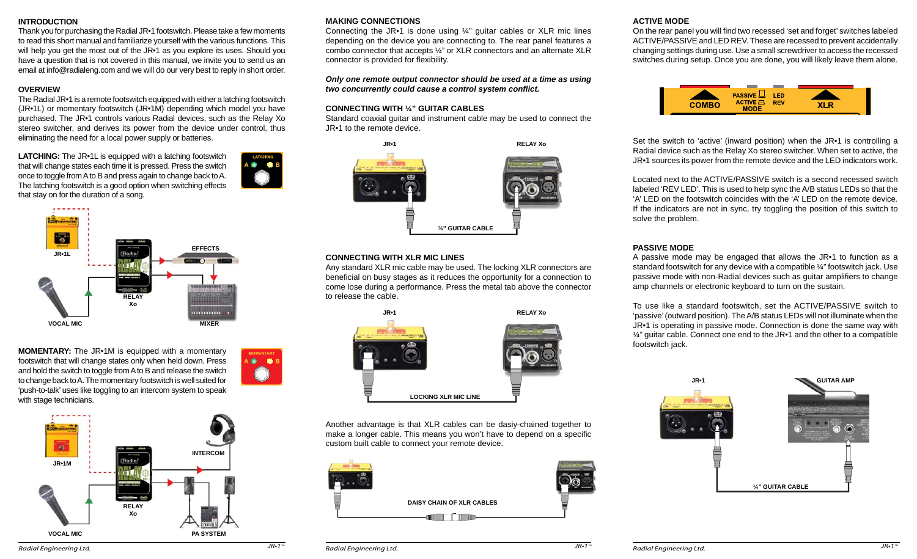## INTRODUCTION

Thank you for purchasing the Radial JR•1 footswitch. Please take a few moments to read this short manual and familiarize yourself with the various functions. This will help you get the most out of the JR•1 as you explore its uses. Should you have a question that is not covered in this manual, we invite you to send us an email at info@radialeng.com and we will do our very best to reply in short order.

## OVERVIEW

The Radial JR•1 is a remote footswitch equipped with either a latching footswitch (JR•1L) or momentary footswitch (JR•1M) depending which model you have purchased. The JR•1 controls various Radial devices, such as the Relay Xo stereo switcher, and derives its power from the device under control, thus eliminating the need for a local power supply or batteries.

**LATCHING:** The JR•1L is equipped with a latching footswitch that will change states each time it is pressed. Press the switch once to toggle from A to B and press again to change back to A. The latching footswitch is a good option when switching effects that stay on for the duration of a song.

LATCHING
A B

JR•1L
EFFECTS
RELAY Xo
VOCAL MIC
MIXER

**MOMENTARY:** The JR•1M is equipped with a momentary footswitch that will change states only when held down. Press and hold the switch to toggle from A to B and release the switch to change back to A. The momentary footswitch is well suited for 'push-to-talk' uses like toggling to an intercom system to speak with stage technicians.

MOMENTARY
A B

JR•1M
INTERCOM
RELAY Xo
VOCAL MIC
PA SYSTEM

## MAKING CONNECTIONS

Connecting the JR•1 is done using ¼" guitar cables or XLR mic lines depending on the device you are connecting to. The rear panel features a combo connector that accepts ¼" or XLR connectors and an alternate XLR connector is provided for flexibility.

***Only one remote output connector should be used at a time as using two concurrently could cause a control system conflict.***

## CONNECTING WITH ¼" GUITAR CABLES

Standard coaxial guitar and instrument cable may be used to connect the JR•1 to the remote device.

JR•1
RELAY Xo
¼" GUITAR CABLE

## CONNECTING WITH XLR MIC LINES

Any standard XLR mic cable may be used. The locking XLR connectors are beneficial on busy stages as it reduces the opportunity for a connection to come lose during a performance. Press the metal tab above the connector to release the cable.

JR•1
RELAY Xo
LOCKING XLR MIC LINE

Another advantage is that XLR cables can be dasiy-chained together to make a longer cable. This means you won't have to depend on a specific custom built cable to connect your remote device.

DAISY CHAIN OF XLR CABLES

## ACTIVE MODE

On the rear panel you will find two recessed 'set and forget' switches labeled ACTIVE/PASSIVE and LED REV. These are recessed to prevent accidentally changing settings during use. Use a small screwdriver to access the recessed switches during setup. Once you are done, you will likely leave them alone.

COMBO
PASSIVE
ACTIVE
MODE
LED
REV
XLR

Set the switch to 'active' (inward position) when the JR•1 is controlling a Radial device such as the Relay Xo stereo switcher. When set to active, the JR•1 sources its power from the remote device and the LED indicators work.

Located next to the ACTIVE/PASSIVE switch is a second recessed switch labeled 'REV LED'. This is used to help sync the A/B status LEDs so that the 'A' LED on the footswitch coincides with the 'A' LED on the remote device. If the indicators are not in sync, try toggling the position of this switch to solve the problem.

## PASSIVE MODE

A passive mode may be engaged that allows the JR•1 to function as a standard footswitch for any device with a compatible ¼" footswitch jack. Use passive mode with non-Radial devices such as guitar amplifiers to change amp channels or electronic keyboard to turn on the sustain.

To use like a standard footswitch, set the ACTIVE/PASSIVE switch to 'passive' (outward position). The A/B status LEDs will not illuminate when the JR•1 is operating in passive mode. Connection is done the same way with ¼" guitar cable. Connect one end to the JR•1 and the other to a compatible footswitch jack.

JR•1
GUITAR AMP
¼" GUITAR CABLE